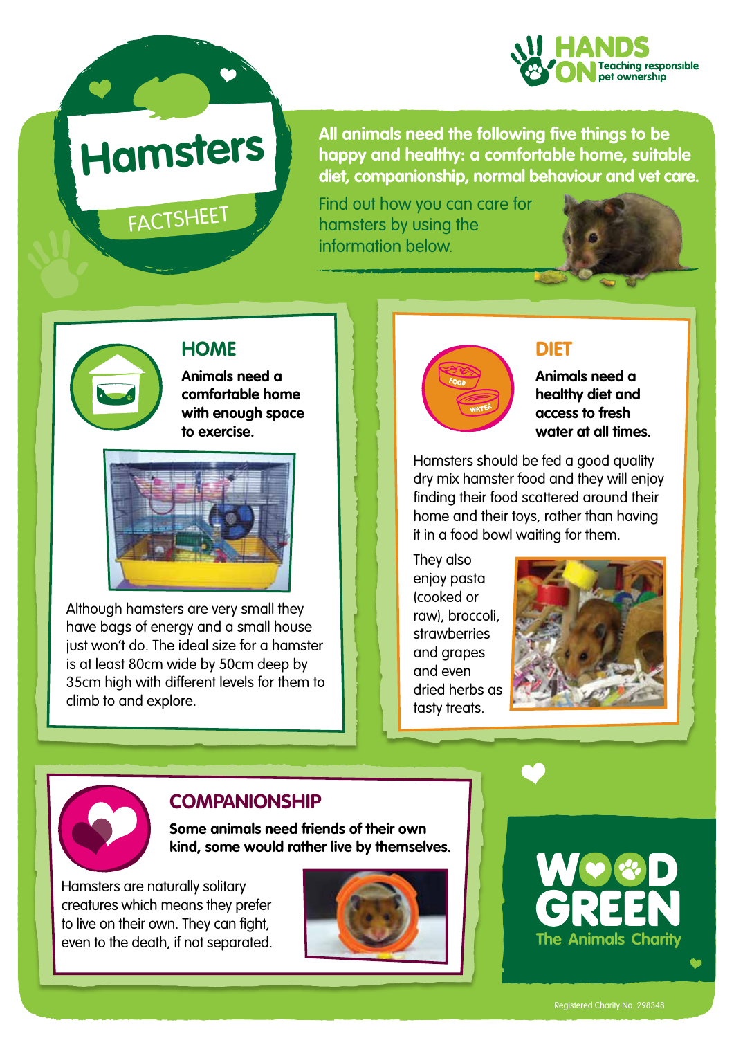# Hamsters

FACTSHEET

HANDS ON Teaching responsible pet ownership

**All animals need the following five things to be happy and healthy: a comfortable home, suitable diet, companionship, normal behaviour and vet care.**

Find out how you can care for hamsters by using the information below.

## HOME

**Animals need a comfortable home with enough space to exercise.**

Although hamsters are very small they have bags of energy and a small house just won't do. The ideal size for a hamster is at least 80cm wide by 50cm deep by 35cm high with different levels for them to climb to and explore.

## DIET

**Animals need a healthy diet and access to fresh water at all times.**

Hamsters should be fed a good quality dry mix hamster food and they will enjoy finding their food scattered around their home and their toys, rather than having it in a food bowl waiting for them.

They also enjoy pasta (cooked or raw), broccoli, strawberries and grapes and even dried herbs as tasty treats.

## COMPANIONSHIP

**Some animals need friends of their own kind, some would rather live by themselves.**

Hamsters are naturally solitary creatures which means they prefer to live on their own. They can fight, even to the death, if not separated.

WOOD GREEN The Animals Charity

Registered Charity No. 298348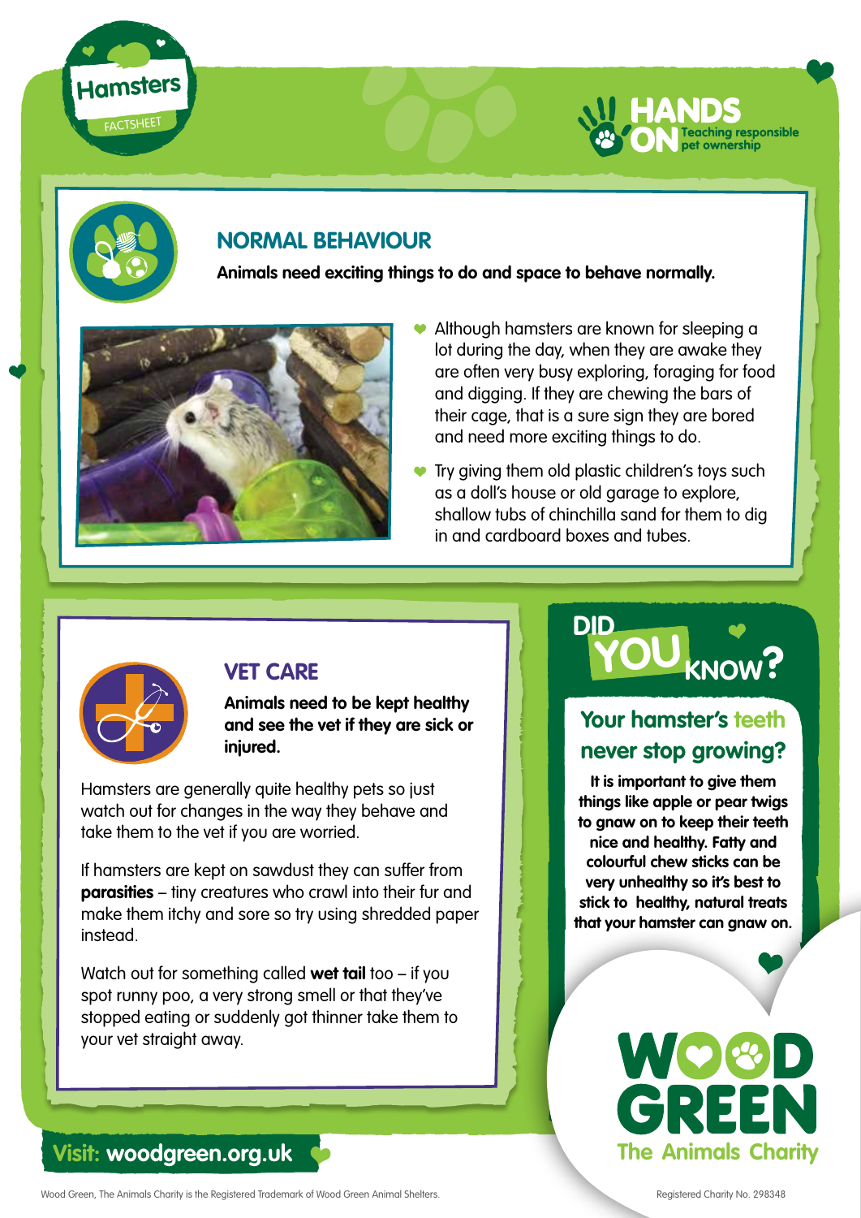Hamsters

FACTSHEET

HANDS ON Teaching responsible pet ownership

## NORMAL BEHAVIOUR

**Animals need exciting things to do and space to behave normally.**

- Although hamsters are known for sleeping a lot during the day, when they are awake they are often very busy exploring, foraging for food and digging. If they are chewing the bars of their cage, that is a sure sign they are bored and need more exciting things to do.
- Try giving them old plastic children's toys such as a doll's house or old garage to explore, shallow tubs of chinchilla sand for them to dig in and cardboard boxes and tubes.

## VET CARE

**Animals need to be kept healthy and see the vet if they are sick or injured.**

Hamsters are generally quite healthy pets so just watch out for changes in the way they behave and take them to the vet if you are worried.

If hamsters are kept on sawdust they can suffer from **parasites** – tiny creatures who crawl into their fur and make them itchy and sore so try using shredded paper instead.

Watch out for something called **wet tail** too – if you spot runny poo, a very strong smell or that they've stopped eating or suddenly got thinner take them to your vet straight away.

## DID YOU KNOW?

### Your hamster's teeth never stop growing?

**It is important to give them things like apple or pear twigs to gnaw on to keep their teeth nice and healthy. Fatty and colourful chew sticks can be very unhealthy so it's best to stick to healthy, natural treats that your hamster can gnaw on.**

**Visit: woodgreen.org.uk**

WOOD GREEN The Animals Charity

Wood Green, The Animals Charity is the Registered Trademark of Wood Green Animal Shelters.

Registered Charity No. 298348